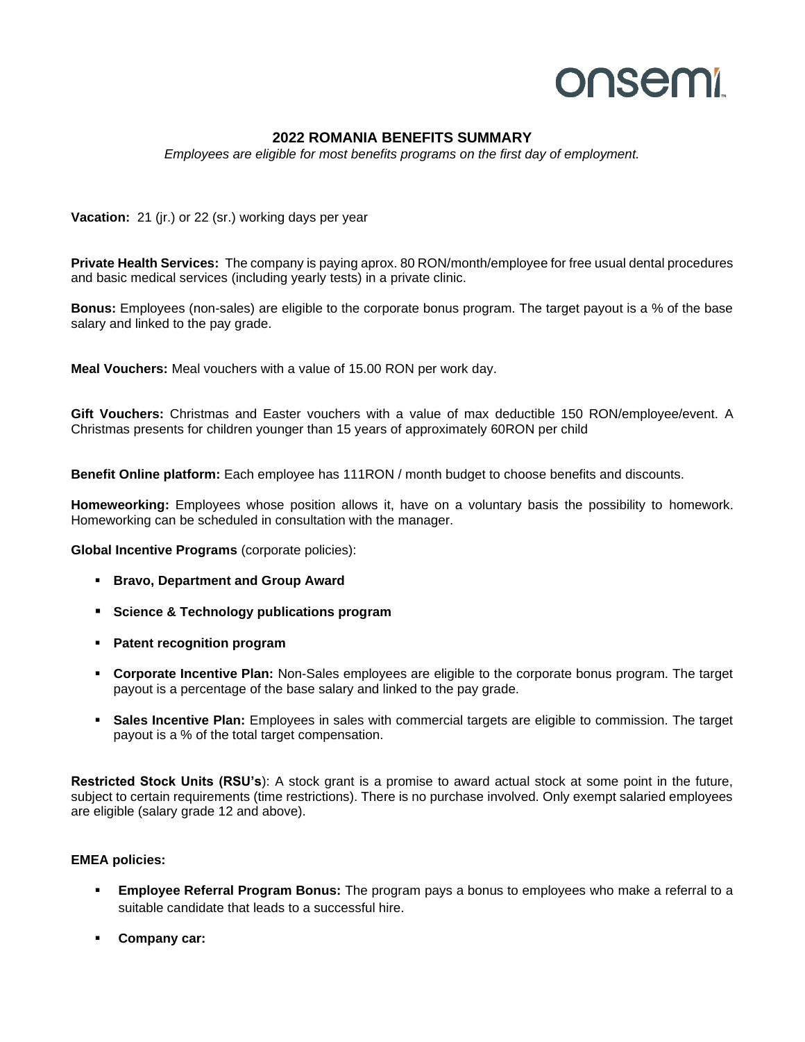onsemi

# 2022 ROMANIA BENEFITS SUMMARY

*Employees are eligible for most benefits programs on the first day of employment.*

**Vacation:** 21 (jr.) or 22 (sr.) working days per year

**Private Health Services:** The company is paying aprox. 80 RON/month/employee for free usual dental procedures and basic medical services (including yearly tests) in a private clinic.

**Bonus:** Employees (non-sales) are eligible to the corporate bonus program. The target payout is a % of the base salary and linked to the pay grade.

**Meal Vouchers:** Meal vouchers with a value of 15.00 RON per work day.

**Gift Vouchers:** Christmas and Easter vouchers with a value of max deductible 150 RON/employee/event. A Christmas presents for children younger than 15 years of approximately 60RON per child

**Benefit Online platform:** Each employee has 111RON / month budget to choose benefits and discounts.

**Homeworking:** Employees whose position allows it, have on a voluntary basis the possibility to homework. Homeworking can be scheduled in consultation with the manager.

**Global Incentive Programs** (corporate policies):

- **Bravo, Department and Group Award**
- **Science & Technology publications program**
- **Patent recognition program**
- **Corporate Incentive Plan:** Non-Sales employees are eligible to the corporate bonus program. The target payout is a percentage of the base salary and linked to the pay grade.
- **Sales Incentive Plan:** Employees in sales with commercial targets are eligible to commission. The target payout is a % of the total target compensation.

**Restricted Stock Units (RSU's**): A stock grant is a promise to award actual stock at some point in the future, subject to certain requirements (time restrictions). There is no purchase involved. Only exempt salaried employees are eligible (salary grade 12 and above).

**EMEA policies:**

- **Employee Referral Program Bonus:** The program pays a bonus to employees who make a referral to a suitable candidate that leads to a successful hire.
- **Company car:**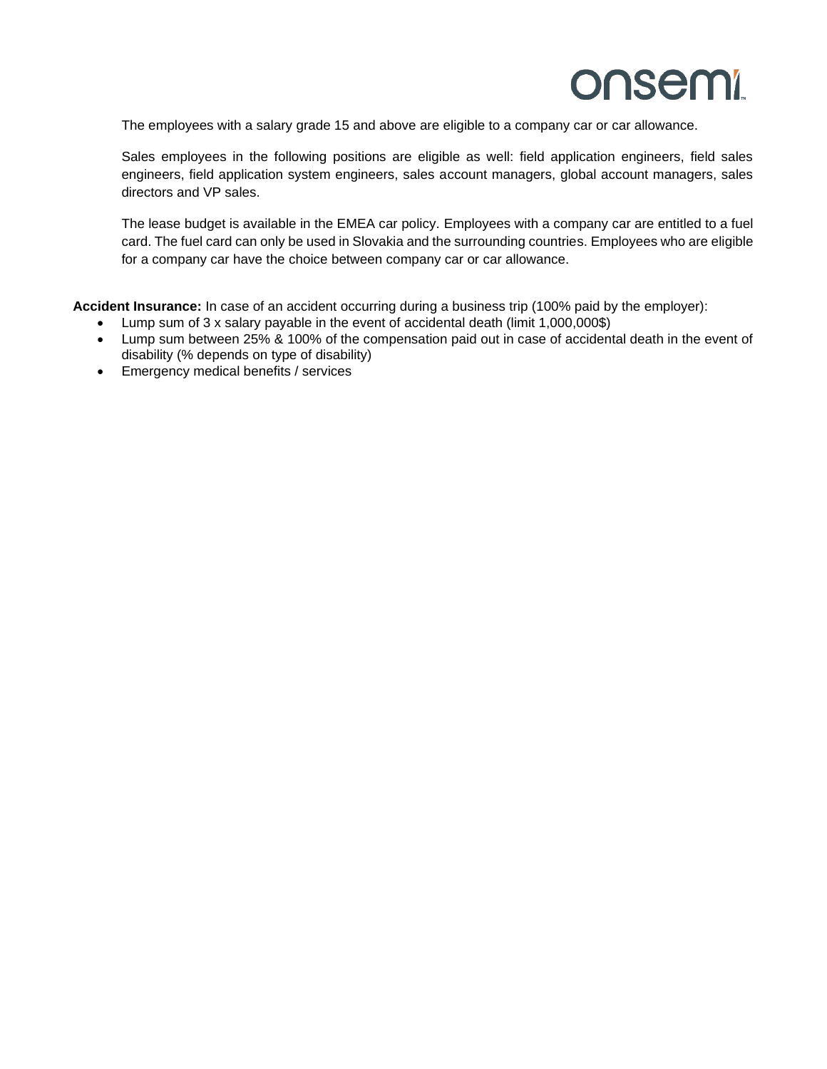The employees with a salary grade 15 and above are eligible to a company car or car allowance.

Sales employees in the following positions are eligible as well: field application engineers, field sales engineers, field application system engineers, sales account managers, global account managers, sales directors and VP sales.

The lease budget is available in the EMEA car policy. Employees with a company car are entitled to a fuel card. The fuel card can only be used in Slovakia and the surrounding countries. Employees who are eligible for a company car have the choice between company car or car allowance.

**Accident Insurance:** In case of an accident occurring during a business trip (100% paid by the employer):

- Lump sum of 3 x salary payable in the event of accidental death (limit 1,000,000$)
- Lump sum between 25% & 100% of the compensation paid out in case of accidental death in the event of disability (% depends on type of disability)
- Emergency medical benefits / services